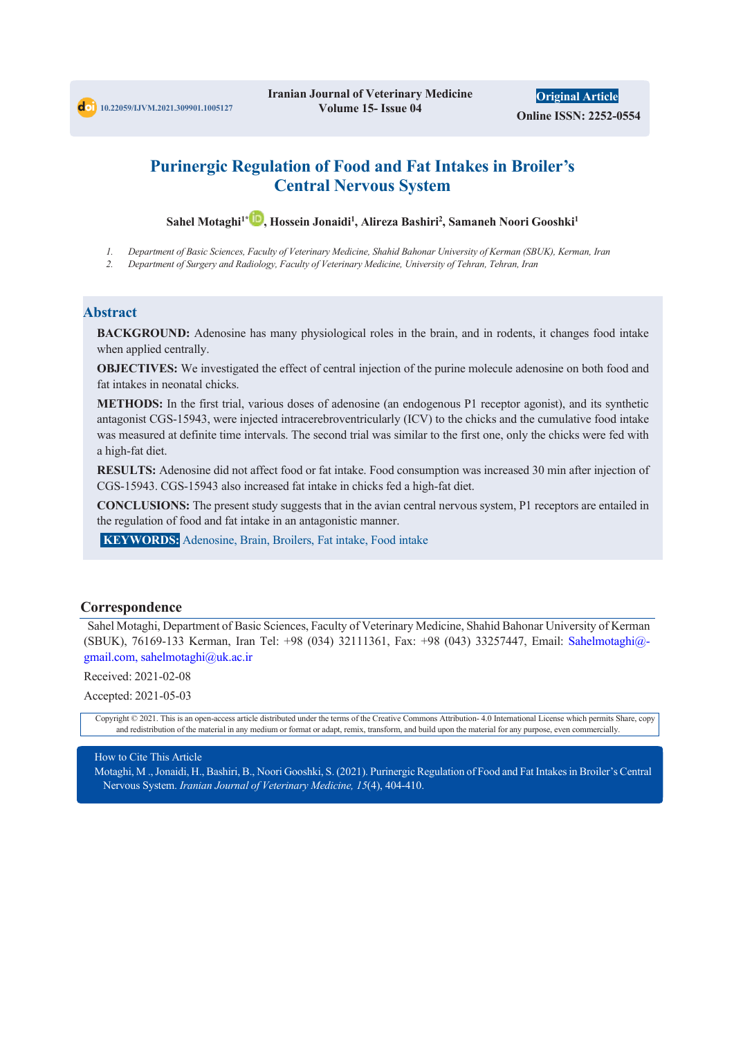10.22059/IJVM.2021.309901.1005127

Iranian Journal of Veterinary Medicine
Volume 15- Issue 04

**Original Article**

**Online ISSN: 2252-0554**

# Purinergic Regulation of Food and Fat Intakes in Broiler's Central Nervous System

**Sahel Motaghi[1]*, Hossein Jonaidi[1], Alireza Bashiri[2], Samaneh Noori Gooshki[1]**

1. *Department of Basic Sciences, Faculty of Veterinary Medicine, Shahid Bahonar University of Kerman (SBUK), Kerman, Iran*
2. *Department of Surgery and Radiology, Faculty of Veterinary Medicine, University of Tehran, Tehran, Iran*

## Abstract

**BACKGROUND:** Adenosine has many physiological roles in the brain, and in rodents, it changes food intake when applied centrally.

**OBJECTIVES:** We investigated the effect of central injection of the purine molecule adenosine on both food and fat intakes in neonatal chicks.

**METHODS:** In the first trial, various doses of adenosine (an endogenous P1 receptor agonist), and its synthetic antagonist CGS-15943, were injected intracerebroventricularly (ICV) to the chicks and the cumulative food intake was measured at definite time intervals. The second trial was similar to the first one, only the chicks were fed with a high-fat diet.

**RESULTS:** Adenosine did not affect food or fat intake. Food consumption was increased 30 min after injection of CGS-15943. CGS-15943 also increased fat intake in chicks fed a high-fat diet.

**CONCLUSIONS:** The present study suggests that in the avian central nervous system, P1 receptors are entailed in the regulation of food and fat intake in an antagonistic manner.

**KEYWORDS:** Adenosine, Brain, Broilers, Fat intake, Food intake

## Correspondence

Sahel Motaghi, Department of Basic Sciences, Faculty of Veterinary Medicine, Shahid Bahonar University of Kerman (SBUK), 76169-133 Kerman, Iran Tel: +98 (034) 32111361, Fax: +98 (043) 33257447, Email: Sahelmotaghi@gmail.com, sahelmotaghi@uk.ac.ir

Received: 2021-02-08

Accepted: 2021-05-03

Copyright © 2021. This is an open-access article distributed under the terms of the Creative Commons Attribution- 4.0 International License which permits Share, copy and redistribution of the material in any medium or format or adapt, remix, transform, and build upon the material for any purpose, even commercially.

How to Cite This Article

Motaghi, M ., Jonaidi, H., Bashiri, B., Noori Gooshki, S. (2021). Purinergic Regulation of Food and Fat Intakes in Broiler's Central Nervous System. *Iranian Journal of Veterinary Medicine, 15*(4), 404-410.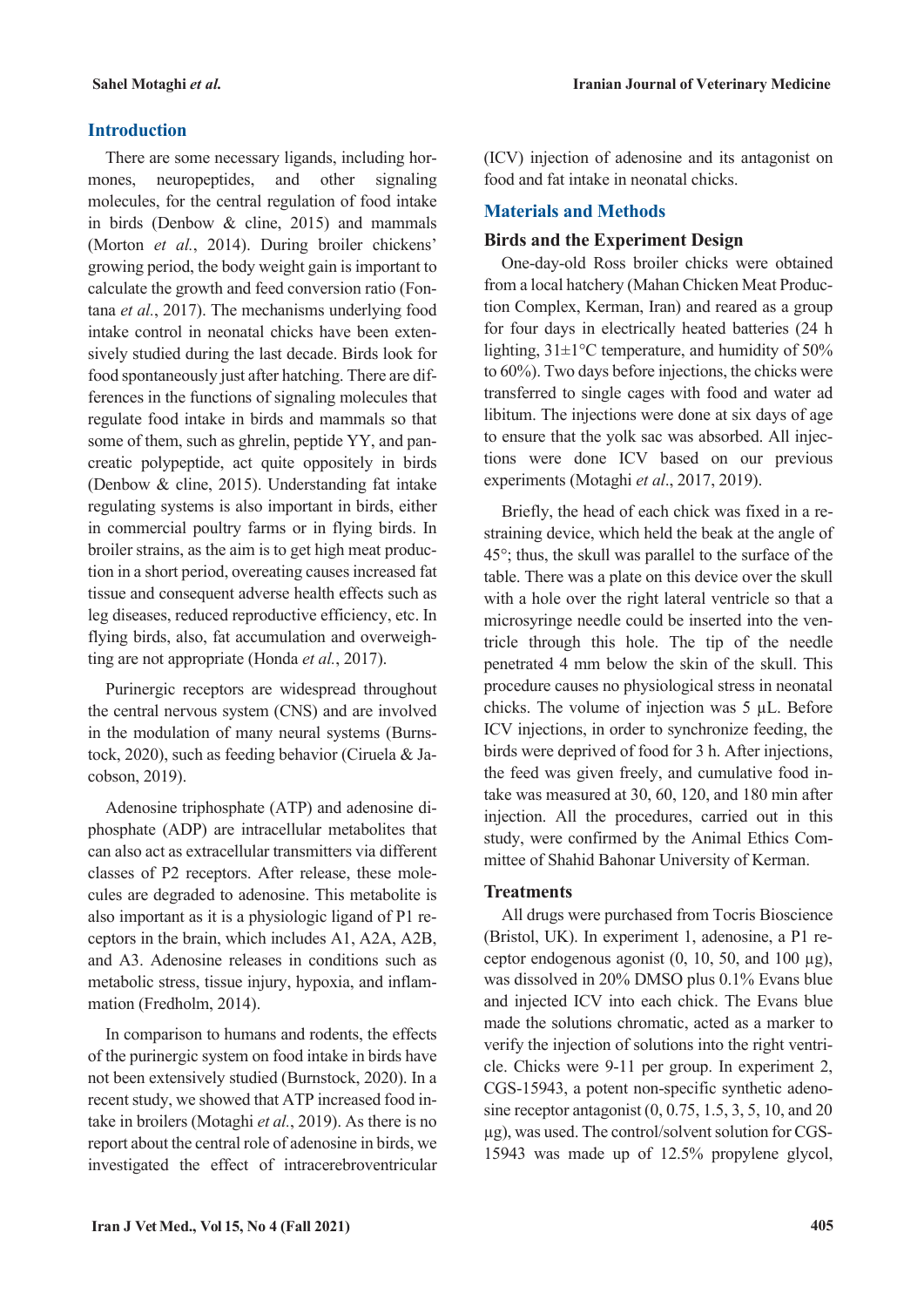## Introduction

There are some necessary ligands, including hormones, neuropeptides, and other signaling molecules, for the central regulation of food intake in birds (Denbow & cline, 2015) and mammals (Morton *et al.*, 2014). During broiler chickens' growing period, the body weight gain is important to calculate the growth and feed conversion ratio (Fontana *et al.*, 2017). The mechanisms underlying food intake control in neonatal chicks have been extensively studied during the last decade. Birds look for food spontaneously just after hatching. There are differences in the functions of signaling molecules that regulate food intake in birds and mammals so that some of them, such as ghrelin, peptide YY, and pancreatic polypeptide, act quite oppositely in birds (Denbow & cline, 2015). Understanding fat intake regulating systems is also important in birds, either in commercial poultry farms or in flying birds. In broiler strains, as the aim is to get high meat production in a short period, overeating causes increased fat tissue and consequent adverse health effects such as leg diseases, reduced reproductive efficiency, etc. In flying birds, also, fat accumulation and overweighting are not appropriate (Honda *et al.*, 2017).

Purinergic receptors are widespread throughout the central nervous system (CNS) and are involved in the modulation of many neural systems (Burnstock, 2020), such as feeding behavior (Ciruela & Jacobson, 2019).

Adenosine triphosphate (ATP) and adenosine diphosphate (ADP) are intracellular metabolites that can also act as extracellular transmitters via different classes of P2 receptors. After release, these molecules are degraded to adenosine. This metabolite is also important as it is a physiologic ligand of P1 receptors in the brain, which includes A1, A2A, A2B, and A3. Adenosine releases in conditions such as metabolic stress, tissue injury, hypoxia, and inflammation (Fredholm, 2014).

In comparison to humans and rodents, the effects of the purinergic system on food intake in birds have not been extensively studied (Burnstock, 2020). In a recent study, we showed that ATP increased food intake in broilers (Motaghi *et al.*, 2019). As there is no report about the central role of adenosine in birds, we investigated the effect of intracerebroventricular (ICV) injection of adenosine and its antagonist on food and fat intake in neonatal chicks.

## Materials and Methods

### Birds and the Experiment Design

One-day-old Ross broiler chicks were obtained from a local hatchery (Mahan Chicken Meat Production Complex, Kerman, Iran) and reared as a group for four days in electrically heated batteries (24 h lighting, 31±1°C temperature, and humidity of 50% to 60%). Two days before injections, the chicks were transferred to single cages with food and water ad libitum. The injections were done at six days of age to ensure that the yolk sac was absorbed. All injections were done ICV based on our previous experiments (Motaghi *et al*., 2017, 2019).

Briefly, the head of each chick was fixed in a restraining device, which held the beak at the angle of 45°; thus, the skull was parallel to the surface of the table. There was a plate on this device over the skull with a hole over the right lateral ventricle so that a microsyringe needle could be inserted into the ventricle through this hole. The tip of the needle penetrated 4 mm below the skin of the skull. This procedure causes no physiological stress in neonatal chicks. The volume of injection was 5 µL. Before ICV injections, in order to synchronize feeding, the birds were deprived of food for 3 h. After injections, the feed was given freely, and cumulative food intake was measured at 30, 60, 120, and 180 min after injection. All the procedures, carried out in this study, were confirmed by the Animal Ethics Committee of Shahid Bahonar University of Kerman.

### Treatments

All drugs were purchased from Tocris Bioscience (Bristol, UK). In experiment 1, adenosine, a P1 receptor endogenous agonist (0, 10, 50, and 100 µg), was dissolved in 20% DMSO plus 0.1% Evans blue and injected ICV into each chick. The Evans blue made the solutions chromatic, acted as a marker to verify the injection of solutions into the right ventricle. Chicks were 9-11 per group. In experiment 2, CGS-15943, a potent non-specific synthetic adenosine receptor antagonist (0, 0.75, 1.5, 3, 5, 10, and 20 µg), was used. The control/solvent solution for CGS-15943 was made up of 12.5% propylene glycol,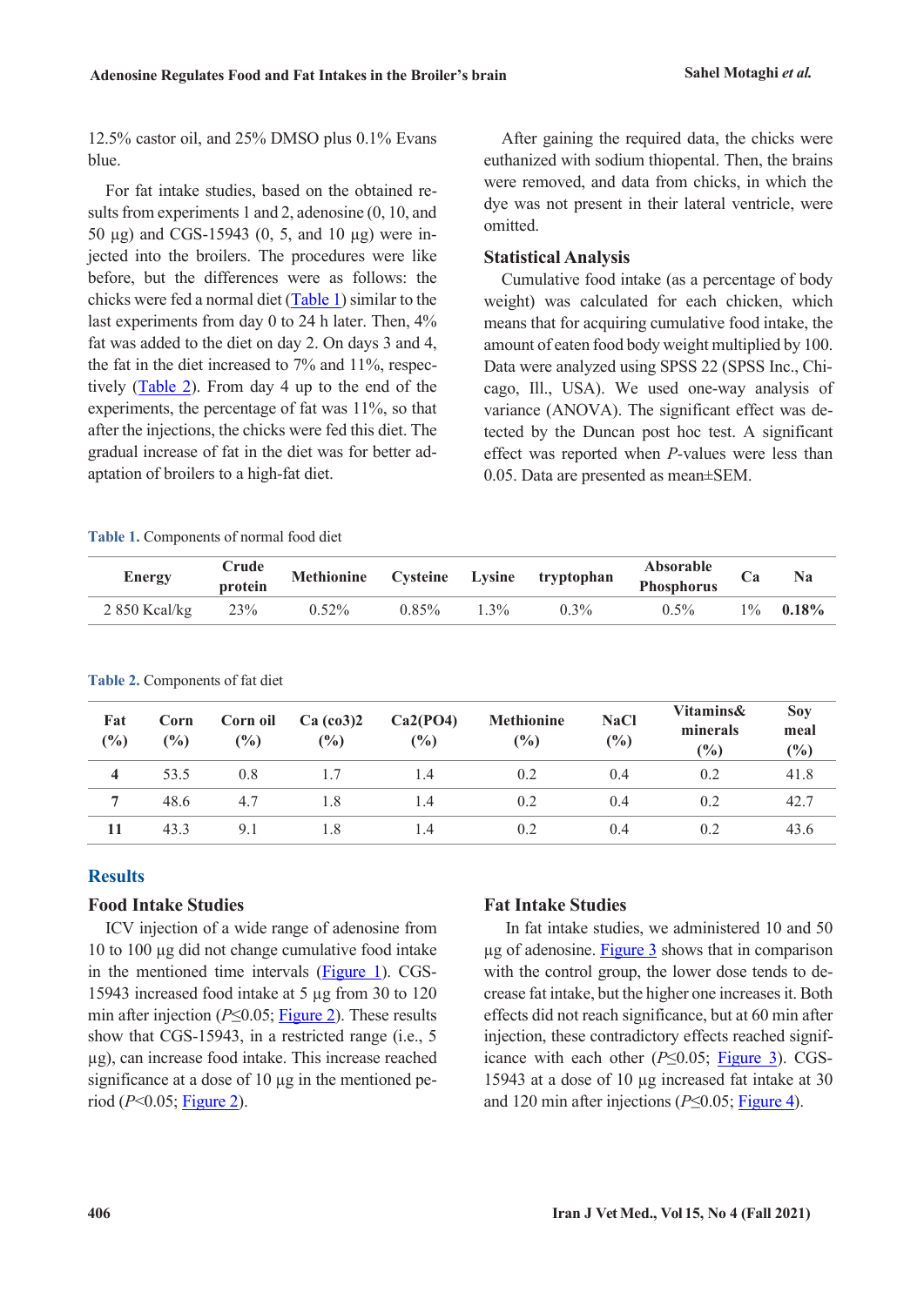12.5% castor oil, and 25% DMSO plus 0.1% Evans blue.

For fat intake studies, based on the obtained results from experiments 1 and 2, adenosine (0, 10, and 50 µg) and CGS-15943 (0, 5, and 10 µg) were injected into the broilers. The procedures were like before, but the differences were as follows: the chicks were fed a normal diet (Table 1) similar to the last experiments from day 0 to 24 h later. Then, 4% fat was added to the diet on day 2. On days 3 and 4, the fat in the diet increased to 7% and 11%, respectively (Table 2). From day 4 up to the end of the experiments, the percentage of fat was 11%, so that after the injections, the chicks were fed this diet. The gradual increase of fat in the diet was for better adaptation of broilers to a high-fat diet.

After gaining the required data, the chicks were euthanized with sodium thiopental. Then, the brains were removed, and data from chicks, in which the dye was not present in their lateral ventricle, were omitted.

### Statistical Analysis

Cumulative food intake (as a percentage of body weight) was calculated for each chicken, which means that for acquiring cumulative food intake, the amount of eaten food body weight multiplied by 100. Data were analyzed using SPSS 22 (SPSS Inc., Chicago, Ill., USA). We used one-way analysis of variance (ANOVA). The significant effect was detected by the Duncan post hoc test. A significant effect was reported when *P*-values were less than 0.05. Data are presented as mean±SEM.

**Table 1.** Components of normal food diet

| Energy | Crude protein | Methionine | Cysteine | Lysine | tryptophan | Absorable Phosphorus | Ca | Na |
|---|---|---|---|---|---|---|---|---|
| 2 850 Kcal/kg | 23% | 0.52% | 0.85% | 1.3% | 0.3% | 0.5% | 1% | **0.18%** |

**Table 2.** Components of fat diet

| Fat (%) | Corn (%) | Corn oil (%) | Ca (co3)2 (%) | Ca2(PO4) (%) | Methionine (%) | NaCl (%) | Vitamins& minerals (%) | Soy meal (%) |
|---|---|---|---|---|---|---|---|---|
| **4** | 53.5 | 0.8 | 1.7 | 1.4 | 0.2 | 0.4 | 0.2 | 41.8 |
| **7** | 48.6 | 4.7 | 1.8 | 1.4 | 0.2 | 0.4 | 0.2 | 42.7 |
| **11** | 43.3 | 9.1 | 1.8 | 1.4 | 0.2 | 0.4 | 0.2 | 43.6 |

## Results

### Food Intake Studies

ICV injection of a wide range of adenosine from 10 to 100 µg did not change cumulative food intake in the mentioned time intervals (Figure 1). CGS-15943 increased food intake at 5 µg from 30 to 120 min after injection ($P \leq 0.05$; Figure 2). These results show that CGS-15943, in a restricted range (i.e., 5 µg), can increase food intake. This increase reached significance at a dose of 10 µg in the mentioned period ($P < 0.05$; Figure 2).

### Fat Intake Studies

In fat intake studies, we administered 10 and 50 µg of adenosine. Figure 3 shows that in comparison with the control group, the lower dose tends to decrease fat intake, but the higher one increases it. Both effects did not reach significance, but at 60 min after injection, these contradictory effects reached significance with each other ($P \leq 0.05$; Figure 3). CGS-15943 at a dose of 10 µg increased fat intake at 30 and 120 min after injections ($P \leq 0.05$; Figure 4).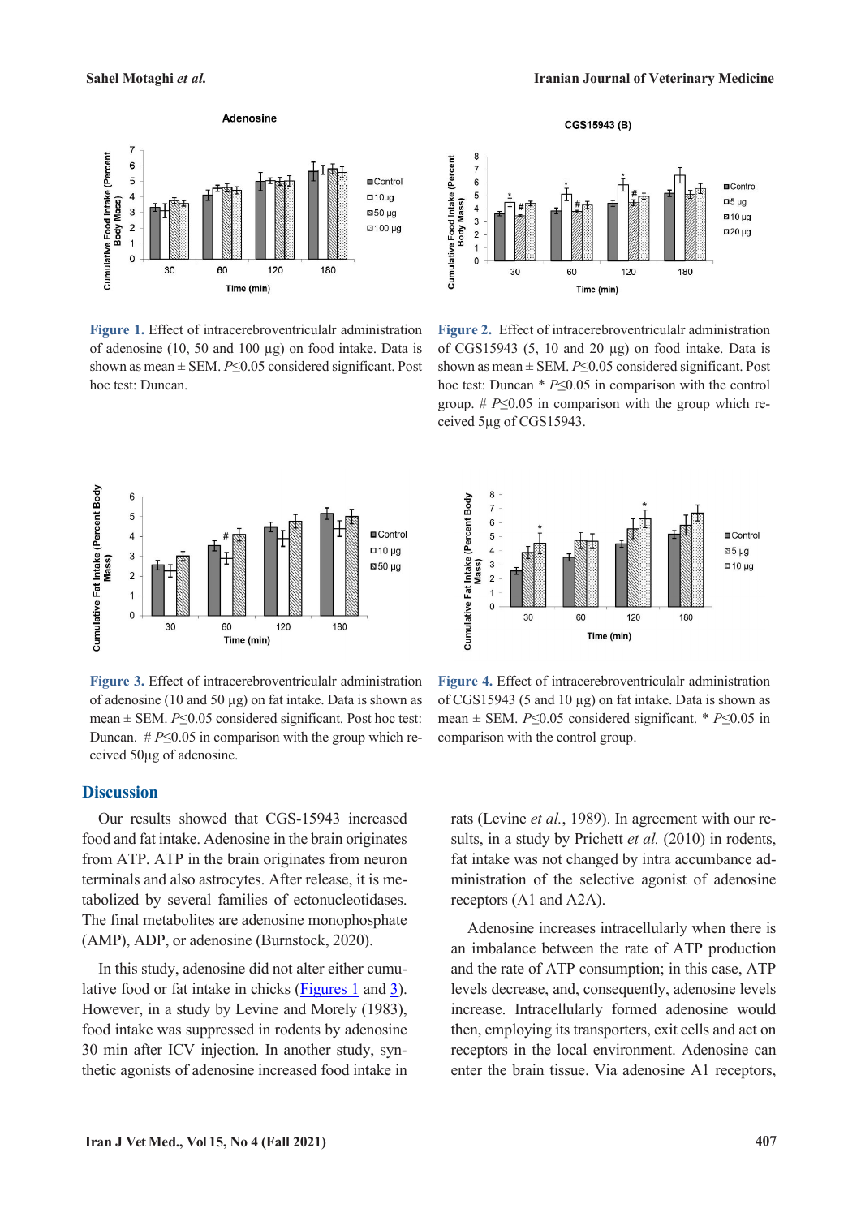Figure 1. Effect of intracerebroventriculalr administration of adenosine (10, 50 and 100 µg) on food intake. Data is shown as mean ± SEM. $P \leq 0.05$ considered significant. Post hoc test: Duncan.

Figure 2. Effect of intracerebroventriculalr administration of CGS15943 (5, 10 and 20 µg) on food intake. Data is shown as mean ± SEM. $P \leq 0.05$ considered significant. Post hoc test: Duncan * $P \leq 0.05$ in comparison with the control group. # $P \leq 0.05$ in comparison with the group which received 5µg of CGS15943.

Figure 3. Effect of intracerebroventriculalr administration of adenosine (10 and 50 µg) on fat intake. Data is shown as mean ± SEM. $P \leq 0.05$ considered significant. Post hoc test: Duncan. # $P \leq 0.05$ in comparison with the group which received 50µg of adenosine.

Figure 4. Effect of intracerebroventriculalr administration of CGS15943 (5 and 10 µg) on fat intake. Data is shown as mean ± SEM. $P \leq 0.05$ considered significant. * $P \leq 0.05$ in comparison with the control group.

## Discussion

Our results showed that CGS-15943 increased food and fat intake. Adenosine in the brain originates from ATP. ATP in the brain originates from neuron terminals and also astrocytes. After release, it is metabolized by several families of ectonucleotidases. The final metabolites are adenosine monophosphate (AMP), ADP, or adenosine (Burnstock, 2020).

In this study, adenosine did not alter either cumulative food or fat intake in chicks (Figures 1 and 3). However, in a study by Levine and Morely (1983), food intake was suppressed in rodents by adenosine 30 min after ICV injection. In another study, synthetic agonists of adenosine increased food intake in rats (Levine *et al.*, 1989). In agreement with our results, in a study by Prichett *et al.* (2010) in rodents, fat intake was not changed by intra accumbance administration of the selective agonist of adenosine receptors (A1 and A2A).

Adenosine increases intracellularly when there is an imbalance between the rate of ATP production and the rate of ATP consumption; in this case, ATP levels decrease, and, consequently, adenosine levels increase. Intracellularly formed adenosine would then, employing its transporters, exit cells and act on receptors in the local environment. Adenosine can enter the brain tissue. Via adenosine A1 receptors,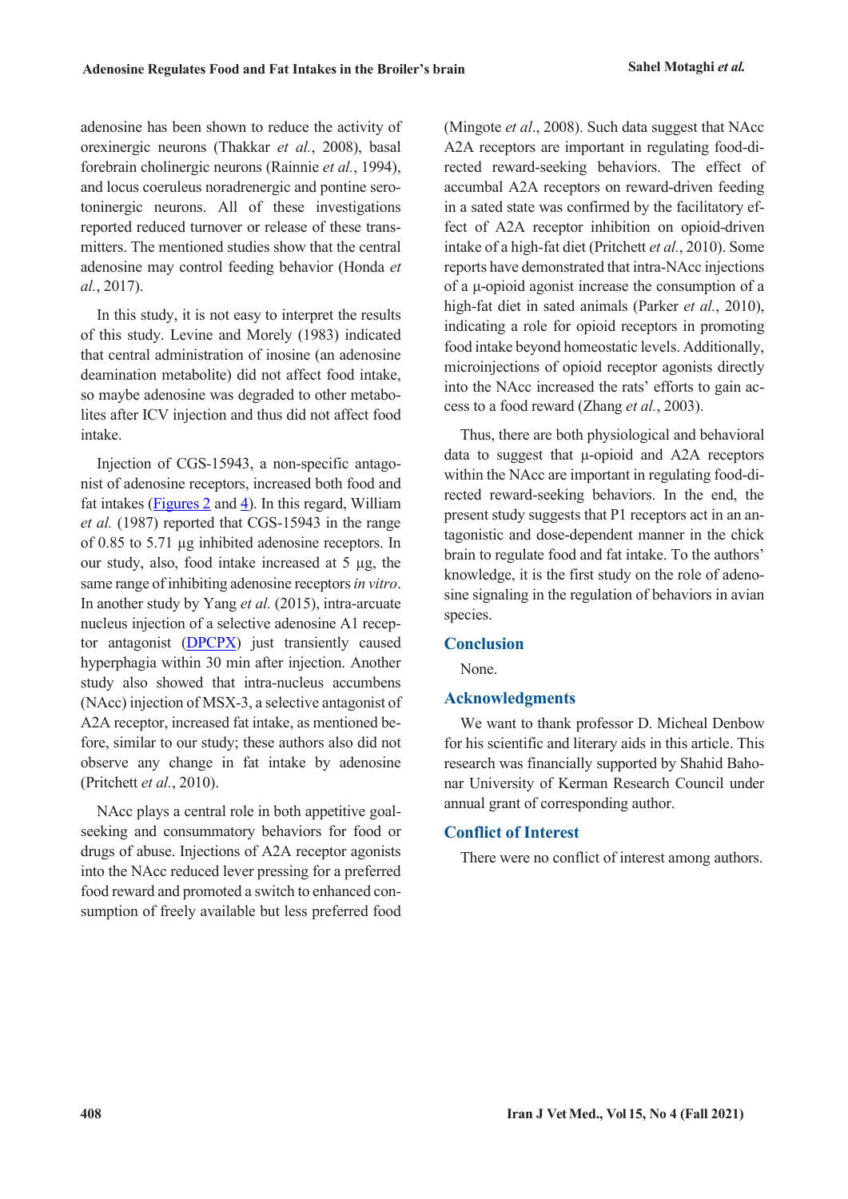adenosine has been shown to reduce the activity of orexinergic neurons (Thakkar *et al.*, 2008), basal forebrain cholinergic neurons (Rainnie *et al.*, 1994), and locus coeruleus noradrenergic and pontine serotoninergic neurons. All of these investigations reported reduced turnover or release of these transmitters. The mentioned studies show that the central adenosine may control feeding behavior (Honda *et al.*, 2017).

In this study, it is not easy to interpret the results of this study. Levine and Morely (1983) indicated that central administration of inosine (an adenosine deamination metabolite) did not affect food intake, so maybe adenosine was degraded to other metabolites after ICV injection and thus did not affect food intake.

Injection of CGS-15943, a non-specific antagonist of adenosine receptors, increased both food and fat intakes (Figures 2 and 4). In this regard, William *et al.* (1987) reported that CGS-15943 in the range of 0.85 to 5.71 µg inhibited adenosine receptors. In our study, also, food intake increased at 5 µg, the same range of inhibiting adenosine receptors *in vitro*. In another study by Yang *et al.* (2015), intra-arcuate nucleus injection of a selective adenosine A1 receptor antagonist (DPCPX) just transiently caused hyperphagia within 30 min after injection. Another study also showed that intra-nucleus accumbens (NAcc) injection of MSX-3, a selective antagonist of A2A receptor, increased fat intake, as mentioned before, similar to our study; these authors also did not observe any change in fat intake by adenosine (Pritchett *et al.*, 2010).

NAcc plays a central role in both appetitive goal-seeking and consummatory behaviors for food or drugs of abuse. Injections of A2A receptor agonists into the NAcc reduced lever pressing for a preferred food reward and promoted a switch to enhanced consumption of freely available but less preferred food (Mingote *et al*., 2008). Such data suggest that NAcc A2A receptors are important in regulating food-directed reward-seeking behaviors. The effect of accumbal A2A receptors on reward-driven feeding in a sated state was confirmed by the facilitatory effect of A2A receptor inhibition on opioid-driven intake of a high-fat diet (Pritchett *et al.*, 2010). Some reports have demonstrated that intra-NAcc injections of a µ-opioid agonist increase the consumption of a high-fat diet in sated animals (Parker *et al.*, 2010), indicating a role for opioid receptors in promoting food intake beyond homeostatic levels. Additionally, microinjections of opioid receptor agonists directly into the NAcc increased the rats' efforts to gain access to a food reward (Zhang *et al.*, 2003).

Thus, there are both physiological and behavioral data to suggest that µ-opioid and A2A receptors within the NAcc are important in regulating food-directed reward-seeking behaviors. In the end, the present study suggests that P1 receptors act in an antagonistic and dose-dependent manner in the chick brain to regulate food and fat intake. To the authors' knowledge, it is the first study on the role of adenosine signaling in the regulation of behaviors in avian species.

## Conclusion

None.

## Acknowledgments

We want to thank professor D. Micheal Denbow for his scientific and literary aids in this article. This research was financially supported by Shahid Bahonar University of Kerman Research Council under annual grant of corresponding author.

## Conflict of Interest

There were no conflict of interest among authors.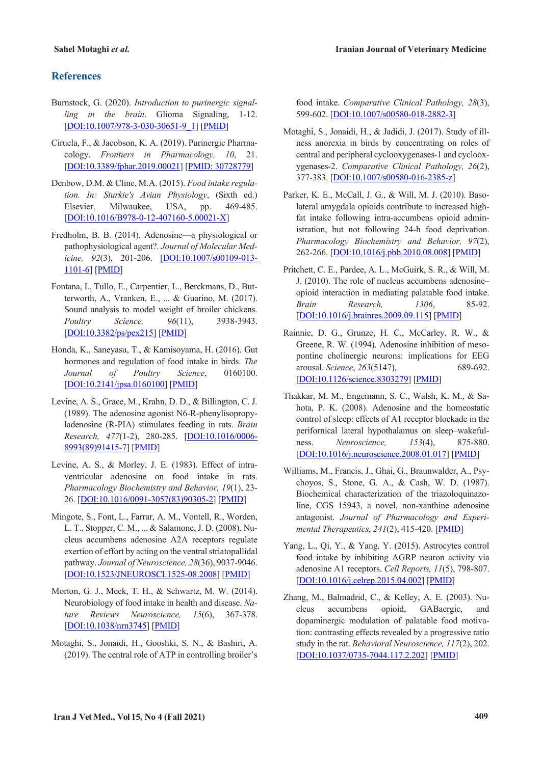## References

Burnstock, G. (2020). *Introduction to purinergic signalling in the brain*. Glioma Signaling, 1-12. [DOI:10.1007/978-3-030-30651-9_1] [PMID]

Ciruela, F., & Jacobson, K. A. (2019). Purinergic Pharmacology. *Frontiers in Pharmacology, 10*, 21. [DOI:10.3389/fphar.2019.00021] [PMID: 30728779]

Denbow, D.M. & Cline, M.A. (2015). *Food intake regulation. In: Sturkie's Avian Physiology*, (Sixth ed.) Elsevier. Milwaukee, USA, pp. 469-485. [DOI:10.1016/B978-0-12-407160-5.00021-X]

Fredholm, B. B. (2014). Adenosine—a physiological or pathophysiological agent?. *Journal of Molecular Medicine, 92*(3), 201-206. [DOI:10.1007/s00109-013-1101-6] [PMID]

Fontana, I., Tullo, E., Carpentier, L., Berckmans, D., Butterworth, A., Vranken, E., ... & Guarino, M. (2017). Sound analysis to model weight of broiler chickens. *Poultry Science, 96*(11), 3938-3943. [DOI:10.3382/ps/pex215] [PMID]

Honda, K., Saneyasu, T., & Kamisoyama, H. (2016). Gut hormones and regulation of food intake in birds. *The Journal of Poultry Science*, 0160100. [DOI:10.2141/jpsa.0160100] [PMID]

Levine, A. S., Grace, M., Krahn, D. D., & Billington, C. J. (1989). The adenosine agonist N6-R-phenylisopropyladenosine (R-PIA) stimulates feeding in rats. *Brain Research, 477*(1-2), 280-285. [DOI:10.1016/0006-8993(89)91415-7] [PMID]

Levine, A. S., & Morley, J. E. (1983). Effect of intraventricular adenosine on food intake in rats. *Pharmacology Biochemistry and Behavior, 19*(1), 23-26. [DOI:10.1016/0091-3057(83)90305-2] [PMID]

Mingote, S., Font, L., Farrar, A. M., Vontell, R., Worden, L. T., Stopper, C. M., ... & Salamone, J. D. (2008). Nucleus accumbens adenosine A2A receptors regulate exertion of effort by acting on the ventral striatopallidal pathway. *Journal of Neuroscience, 28*(36), 9037-9046. [DOI:10.1523/JNEUROSCI.1525-08.2008] [PMID]

Morton, G. J., Meek, T. H., & Schwartz, M. W. (2014). Neurobiology of food intake in health and disease. *Nature Reviews Neuroscience, 15*(6), 367-378. [DOI:10.1038/nrn3745] [PMID]

Motaghi, S., Jonaidi, H., Gooshki, S. N., & Bashiri, A. (2019). The central role of ATP in controlling broiler's food intake. *Comparative Clinical Pathology, 28*(3), 599-602. [DOI:10.1007/s00580-018-2882-3]

Motaghi, S., Jonaidi, H., & Jadidi, J. (2017). Study of illness anorexia in birds by concentrating on roles of central and peripheral cyclooxygenases-1 and cyclooxygenases-2. *Comparative Clinical Pathology, 26*(2), 377-383. [DOI:10.1007/s00580-016-2385-z]

Parker, K. E., McCall, J. G., & Will, M. J. (2010). Basolateral amygdala opioids contribute to increased high-fat intake following intra-accumbens opioid administration, but not following 24-h food deprivation. *Pharmacology Biochemistry and Behavior, 97*(2), 262-266. [DOI:10.1016/j.pbb.2010.08.008] [PMID]

Pritchett, C. E., Pardee, A. L., McGuirk, S. R., & Will, M. J. (2010). The role of nucleus accumbens adenosine–opioid interaction in mediating palatable food intake. *Brain Research, 1306*, 85-92. [DOI:10.1016/j.brainres.2009.09.115] [PMID]

Rainnie, D. G., Grunze, H. C., McCarley, R. W., & Greene, R. W. (1994). Adenosine inhibition of mesopontine cholinergic neurons: implications for EEG arousal. *Science*, *263*(5147), 689-692. [DOI:10.1126/science.8303279] [PMID]

Thakkar, M. M., Engemann, S. C., Walsh, K. M., & Sahota, P. K. (2008). Adenosine and the homeostatic control of sleep: effects of A1 receptor blockade in the perifornical lateral hypothalamus on sleep–wakefulness. *Neuroscience, 153*(4), 875-880. [DOI:10.1016/j.neuroscience.2008.01.017] [PMID]

Williams, M., Francis, J., Ghai, G., Braunwalder, A., Psychoyos, S., Stone, G. A., & Cash, W. D. (1987). Biochemical characterization of the triazoloquinazoline, CGS 15943, a novel, non-xanthine adenosine antagonist. *Journal of Pharmacology and Experimental Therapeutics, 241*(2), 415-420. [PMID]

Yang, L., Qi, Y., & Yang, Y. (2015). Astrocytes control food intake by inhibiting AGRP neuron activity via adenosine A1 receptors. *Cell Reports, 11*(5), 798-807. [DOI:10.1016/j.celrep.2015.04.002] [PMID]

Zhang, M., Balmadrid, C., & Kelley, A. E. (2003). Nucleus accumbens opioid, GABaergic, and dopaminergic modulation of palatable food motivation: contrasting effects revealed by a progressive ratio study in the rat. *Behavioral Neuroscience, 117*(2), 202. [DOI:10.1037/0735-7044.117.2.202] [PMID]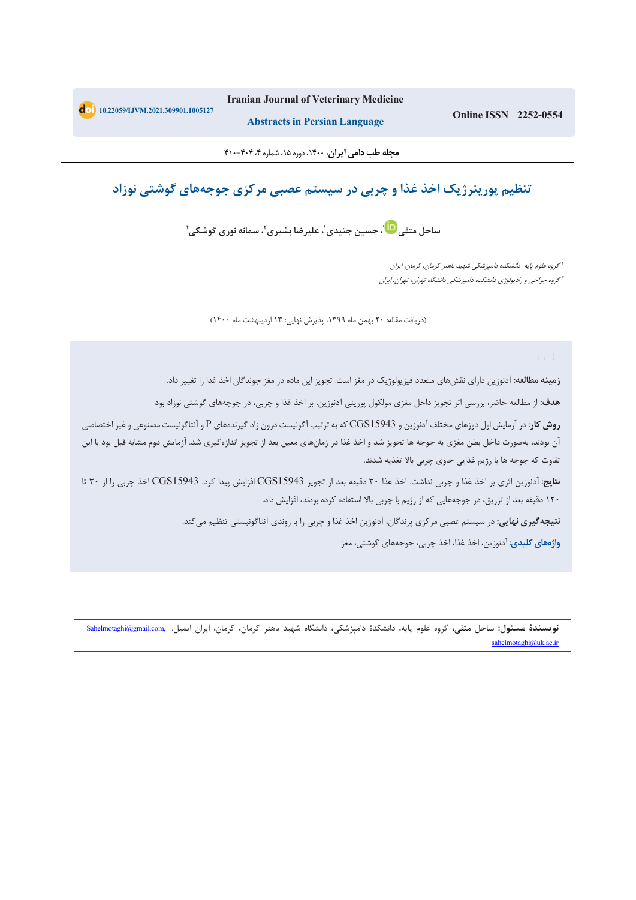Iranian Journal of Veterinary Medicine

Abstracts in Persian Language

10.22059/IJVM.2021.309901.1005127

Online ISSN 2252-0554

**مجله طب دامی ایران**، ۱۴۰۰، دوره ۱۵، شماره ۴، ۴۰۴-۴۱۰

# تنظیم پورینرژیک اخذ غذا و چربی در سیستم عصبی مرکزی جوجه‌های گوشتی نوزاد

**ساحل متقی[۱]، حسین جنیدی[۱]، علیرضا بشیری[۲]، سمانه نوری گوشکی[۱]**

*[۱] گروه علوم پایه دانشکده دامپزشکی شهید باهنر کرمان، کرمان، ایران*

*[۲] گروه جراحی و رادیولوژی دانشکده دامپزشکی دانشگاه تهران، تهران، ایران*

(دریافت مقاله: ۲۰ بهمن ماه ۱۳۹۹، پذیرش نهایی: ۱۳ اردیبهشت ماه ۱۴۰۰)

**زمینه مطالعه:** آدنوزین دارای نقش‌های متعدد فیزیولوژیک در مغز است. تجویز این ماده در مغز جوندگان اخذ غذا را تغییر داد.

**هدف:** از مطالعه حاضر، بررسی اثر تجویز داخل مغزی مولکول پورینی آدنوزین، بر اخذ غذا و چربی، در جوجه‌های گوشتی نوزاد بود

**روش کار:** در آزمایش اول دوزهای مختلف آدنوزین و CGS15943 که به ترتیب آگونیست درون زاد گیرنده‌های P و آنتاگونیست مصنوعی و غیر اختصاصی آن بودند، به‌صورت داخل بطن مغزی به جوجه ها تجویز شد و اخذ غذا در زمان‌های معین بعد از تجویز اندازه‌گیری شد. آزمایش دوم مشابه قبل بود با این تفاوت که جوجه ها با رژیم غذایی حاوی چربی بالا تغذیه شدند.

**نتایج:** آدنوزین اثری بر اخذ غذا و چربی نداشت. اخذ غذا ۳۰ دقیقه بعد از تجویز CGS15943 افزایش پیدا کرد. CGS15943 اخذ چربی را از ۳۰ تا ۱۲۰ دقیقه بعد از تزریق، در جوجه‌هایی که از رژیم با چربی بالا استفاده کرده بودند، افزایش داد.

**نتیجه‌گیری نهایی:** در سیستم عصبی مرکزی پرندگان، آدنوزین اخذ غذا و چربی را با روندی آنتاگونیستی تنظیم می‌کند.

**واژه‌های کلیدی:** آدنوزین، اخذ غذا، اخذ چربی، جوجه‌های گوشتی، مغز

**نویسندۀ مسئول:** ساحل متقی، گروه علوم پایه، دانشکدۀ دامپزشکی، دانشگاه شهید باهنر کرمان، کرمان، ایران ایمیل: Sahelmotaghi@gmail.com, sahelmotaghi@uk.ac.ir